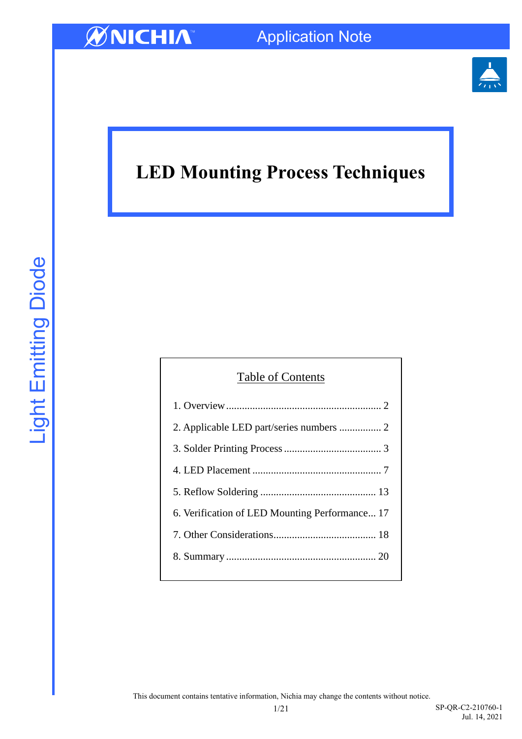# LED Mounting Process Techniques

## Table of Contents

1. Overview .......................................................... 2
2. Applicable LED part/series numbers ................ 2
3. Solder Printing Process .................................... 3
4. LED Placement ................................................ 7
5. Reflow Soldering ........................................... 13
6. Verification of LED Mounting Performance... 17
7. Other Considerations...................................... 18
8. Summary ........................................................ 20

This document contains tentative information, Nichia may change the contents without notice.

SP-QR-C2-210760-1
Jul. 14, 2021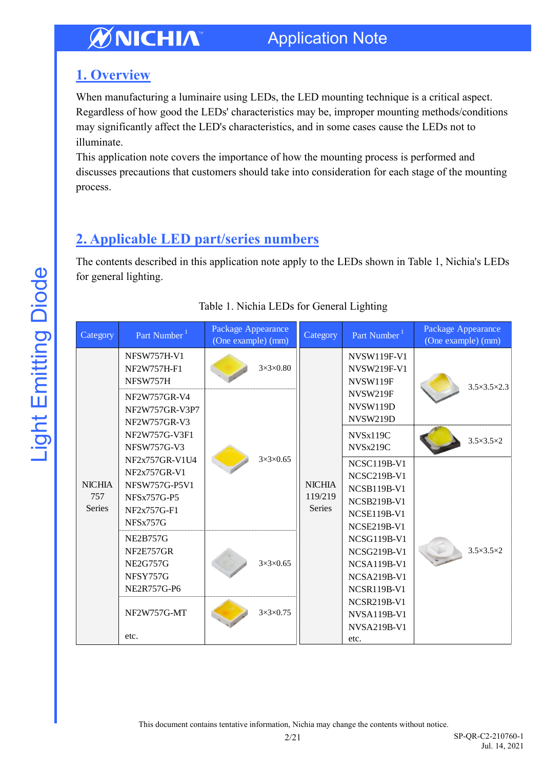## 1. Overview

When manufacturing a luminaire using LEDs, the LED mounting technique is a critical aspect. Regardless of how good the LEDs' characteristics may be, improper mounting methods/conditions may significantly affect the LED's characteristics, and in some cases cause the LEDs not to illuminate.

This application note covers the importance of how the mounting process is performed and discusses precautions that customers should take into consideration for each stage of the mounting process.

## 2. Applicable LED part/series numbers

The contents described in this application note apply to the LEDs shown in Table 1, Nichia's LEDs for general lighting.

Table 1. Nichia LEDs for General Lighting

| Category | Part Number [1] | Package Appearance (One example) (mm) |
|---|---|---|
| NICHIA 757 Series | NFSW757H-V1<br>NF2W757H-F1<br>NFSW757H | 3×3×0.80 |
| | NF2W757GR-V4<br>NF2W757GR-V3P7<br>NF2W757GR-V3<br>NF2W757G-V3F1<br>NFSW757G-V3<br>NF2x757GR-V1U4<br>NF2x757GR-V1<br>NFSW757G-P5V1<br>NFSx757G-P5<br>NF2x757G-F1<br>NFSx757G | 3×3×0.65 |
| | NE2B757G<br>NF2E757GR<br>NE2G757G<br>NFSY757G<br>NE2R757G-P6 | 3×3×0.65 |
| | NF2W757G-MT<br>etc. | 3×3×0.75 |

| Category | Part Number [1] | Package Appearance (One example) (mm) |
|---|---|---|
| NICHIA 119/219 Series | NVSW119F-V1<br>NVSW219F-V1<br>NVSW119F<br>NVSW219F<br>NVSW119D<br>NVSW219D | 3.5×3.5×2.3 |
| | NVSx119C<br>NVSx219C | 3.5×3.5×2 |
| | NCSC119B-V1<br>NCSC219B-V1<br>NCSB119B-V1<br>NCSB219B-V1<br>NCSE119B-V1<br>NCSE219B-V1<br>NCSG119B-V1<br>NCSG219B-V1<br>NCSA119B-V1<br>NCSA219B-V1<br>NCSR119B-V1<br>NCSR219B-V1<br>NVSA119B-V1<br>NVSA219B-V1<br>etc. | 3.5×3.5×2 |

This document contains tentative information, Nichia may change the contents without notice.

SP-QR-C2-210760-1
Jul. 14, 2021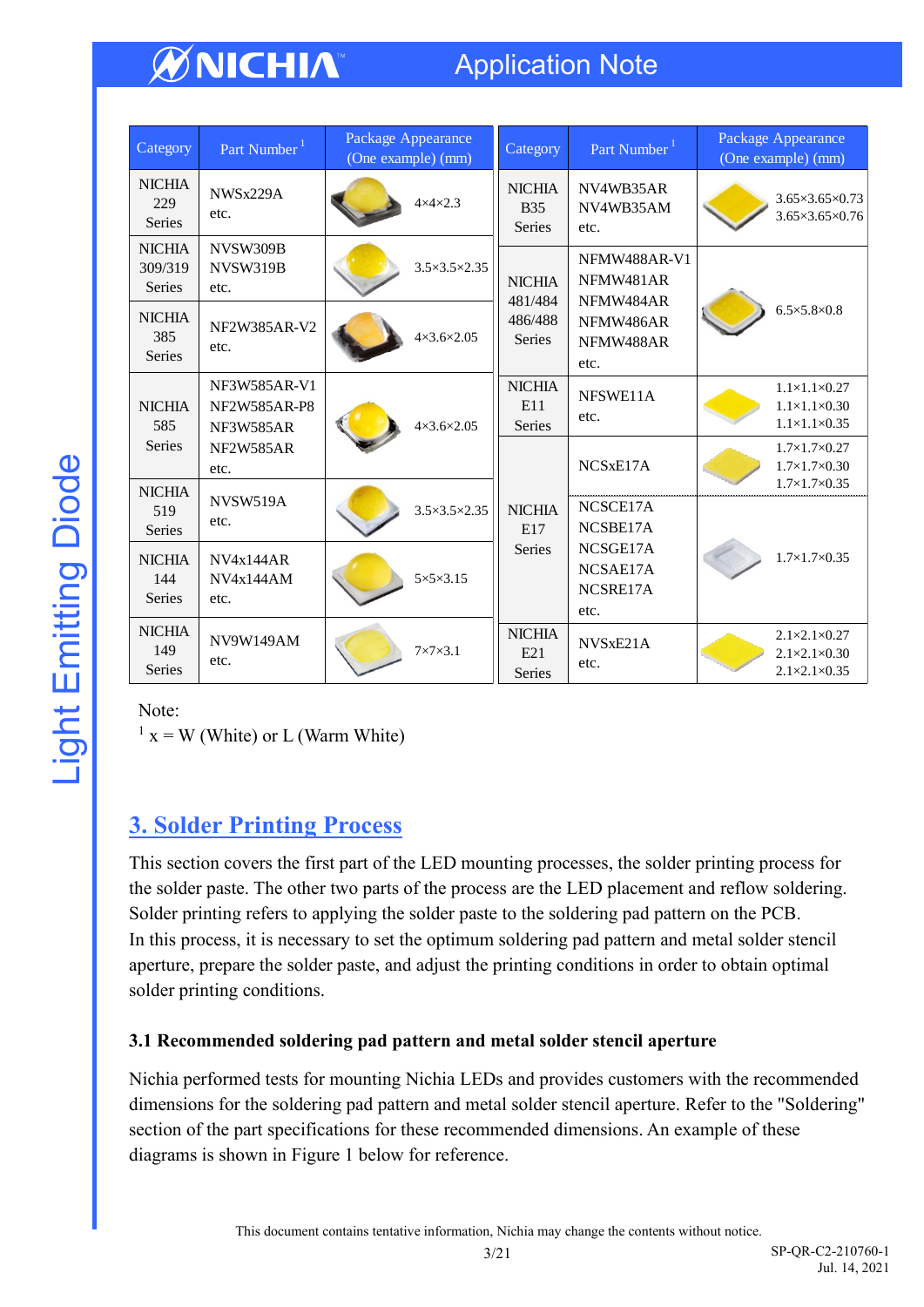| Category | Part Number [1] | Package Appearance (One example) (mm) |
|---|---|---|
| NICHIA 229 Series | NWSx229A etc. | 4×4×2.3 |
| NICHIA 309/319 Series | NVSW309B NVSW319B etc. | 3.5×3.5×2.35 |
| NICHIA 385 Series | NF2W385AR-V2 etc. | 4×3.6×2.05 |
| NICHIA 585 Series | NF3W585AR-V1 NF2W585AR-P8 NF3W585AR NF2W585AR etc. | 4×3.6×2.05 |
| NICHIA 519 Series | NVSW519A etc. | 3.5×3.5×2.35 |
| NICHIA 144 Series | NV4x144AR NV4x144AM etc. | 5×5×3.15 |
| NICHIA 149 Series | NV9W149AM etc. | 7×7×3.1 |
| NICHIA B35 Series | NV4WB35AR NV4WB35AM etc. | 3.65×3.65×0.73 3.65×3.65×0.76 |
| NICHIA 481/484 486/488 Series | NFMW488AR-V1 NFMW481AR NFMW484AR NFMW486AR NFMW488AR etc. | 6.5×5.8×0.8 |
| NICHIA E11 Series | NFSWE11A etc. | 1.1×1.1×0.27 1.1×1.1×0.30 1.1×1.1×0.35 |
| NICHIA E17 Series | NCSxE17A | 1.7×1.7×0.27 1.7×1.7×0.30 1.7×1.7×0.35 |
| | NCSCE17A NCSBE17A NCSGE17A NCSAE17A NCSRE17A etc. | 1.7×1.7×0.35 |
| NICHIA E21 Series | NVSxE21A etc. | 2.1×2.1×0.27 2.1×2.1×0.30 2.1×2.1×0.35 |

Note:
[1] x = W (White) or L (Warm White)

## 3. Solder Printing Process

This section covers the first part of the LED mounting processes, the solder printing process for the solder paste. The other two parts of the process are the LED placement and reflow soldering. Solder printing refers to applying the solder paste to the soldering pad pattern on the PCB.
In this process, it is necessary to set the optimum soldering pad pattern and metal solder stencil aperture, prepare the solder paste, and adjust the printing conditions in order to obtain optimal solder printing conditions.

### 3.1 Recommended soldering pad pattern and metal solder stencil aperture

Nichia performed tests for mounting Nichia LEDs and provides customers with the recommended dimensions for the soldering pad pattern and metal solder stencil aperture. Refer to the "Soldering" section of the part specifications for these recommended dimensions. An example of these diagrams is shown in Figure 1 below for reference.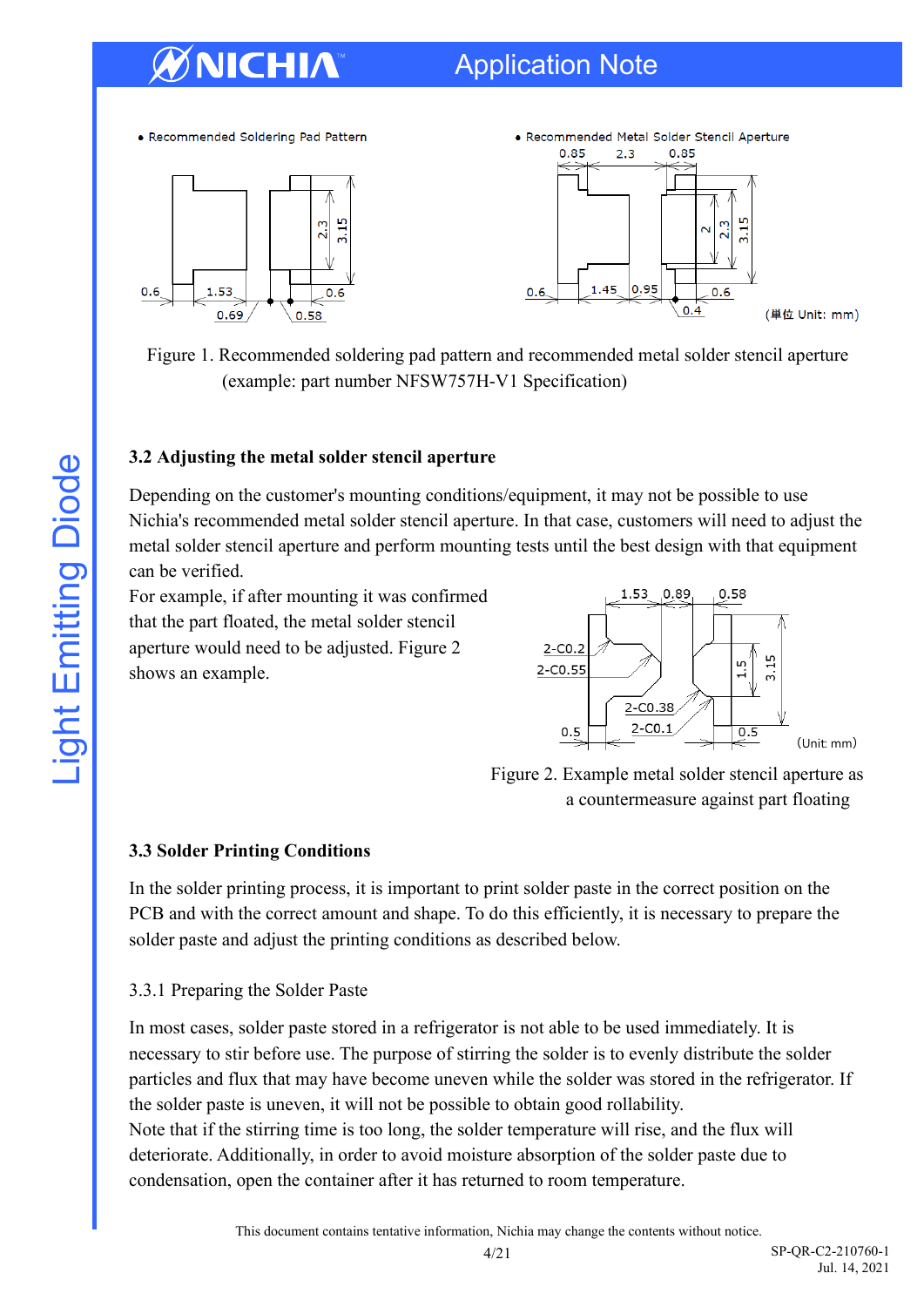• Recommended Soldering Pad Pattern

• Recommended Metal Solder Stencil Aperture

(単位 Unit: mm)

Figure 1. Recommended soldering pad pattern and recommended metal solder stencil aperture (example: part number NFSW757H-V1 Specification)

### 3.2 Adjusting the metal solder stencil aperture

Depending on the customer's mounting conditions/equipment, it may not be possible to use Nichia's recommended metal solder stencil aperture. In that case, customers will need to adjust the metal solder stencil aperture and perform mounting tests until the best design with that equipment can be verified.

For example, if after mounting it was confirmed that the part floated, the metal solder stencil aperture would need to be adjusted. Figure 2 shows an example.

(Unit: mm)

Figure 2. Example metal solder stencil aperture as a countermeasure against part floating

### 3.3 Solder Printing Conditions

In the solder printing process, it is important to print solder paste in the correct position on the PCB and with the correct amount and shape. To do this efficiently, it is necessary to prepare the solder paste and adjust the printing conditions as described below.

#### 3.3.1 Preparing the Solder Paste

In most cases, solder paste stored in a refrigerator is not able to be used immediately. It is necessary to stir before use. The purpose of stirring the solder is to evenly distribute the solder particles and flux that may have become uneven while the solder was stored in the refrigerator. If the solder paste is uneven, it will not be possible to obtain good rollability.

Note that if the stirring time is too long, the solder temperature will rise, and the flux will deteriorate. Additionally, in order to avoid moisture absorption of the solder paste due to condensation, open the container after it has returned to room temperature.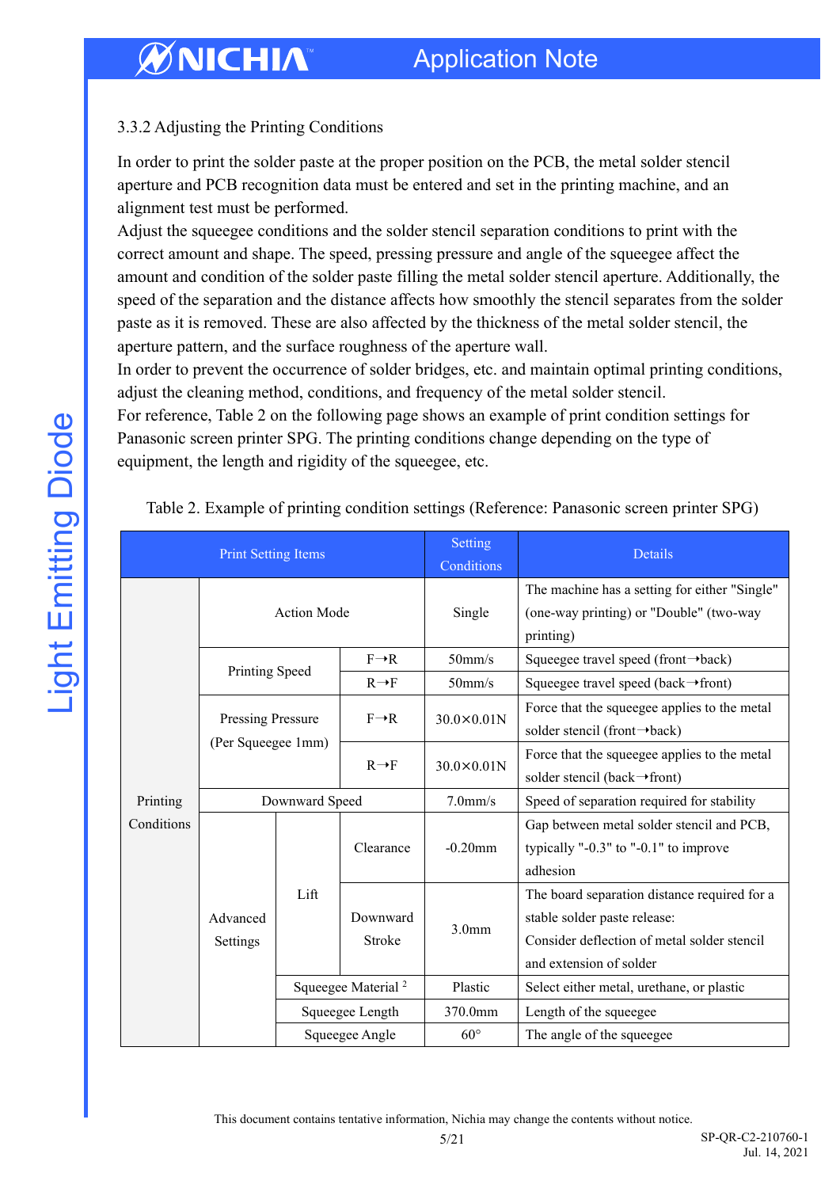### 3.3.2 Adjusting the Printing Conditions

In order to print the solder paste at the proper position on the PCB, the metal solder stencil aperture and PCB recognition data must be entered and set in the printing machine, and an alignment test must be performed.
Adjust the squeegee conditions and the solder stencil separation conditions to print with the correct amount and shape. The speed, pressing pressure and angle of the squeegee affect the amount and condition of the solder paste filling the metal solder stencil aperture. Additionally, the speed of the separation and the distance affects how smoothly the stencil separates from the solder paste as it is removed. These are also affected by the thickness of the metal solder stencil, the aperture pattern, and the surface roughness of the aperture wall.
In order to prevent the occurrence of solder bridges, etc. and maintain optimal printing conditions, adjust the cleaning method, conditions, and frequency of the metal solder stencil.
For reference, Table 2 on the following page shows an example of print condition settings for Panasonic screen printer SPG. The printing conditions change depending on the type of equipment, the length and rigidity of the squeegee, etc.

Table 2. Example of printing condition settings (Reference: Panasonic screen printer SPG)

| Print Setting Items | | | | Setting Conditions | Details |
|---|---|---|---|---|---|
| Printing Conditions | Action Mode | | | Single | The machine has a setting for either "Single" (one-way printing) or "Double" (two-way printing) |
| | Printing Speed | | F→R | 50mm/s | Squeegee travel speed (front→back) |
| | | | R→F | 50mm/s | Squeegee travel speed (back→front) |
| | Pressing Pressure (Per Squeegee 1mm) | | F→R | 30.0×0.01N | Force that the squeegee applies to the metal solder stencil (front→back) |
| | | | R→F | 30.0×0.01N | Force that the squeegee applies to the metal solder stencil (back→front) |
| | Downward Speed | | | 7.0mm/s | Speed of separation required for stability |
| | Advanced Settings | Lift | Clearance | -0.20mm | Gap between metal solder stencil and PCB, typically "-0.3" to "-0.1" to improve adhesion |
| | | | Downward Stroke | 3.0mm | The board separation distance required for a stable solder paste release: Consider deflection of metal solder stencil and extension of solder |
| | | Squeegee Material [2] | | Plastic | Select either metal, urethane, or plastic |
| | | Squeegee Length | | 370.0mm | Length of the squeegee |
| | | Squeegee Angle | | 60° | The angle of the squeegee |

This document contains tentative information, Nichia may change the contents without notice.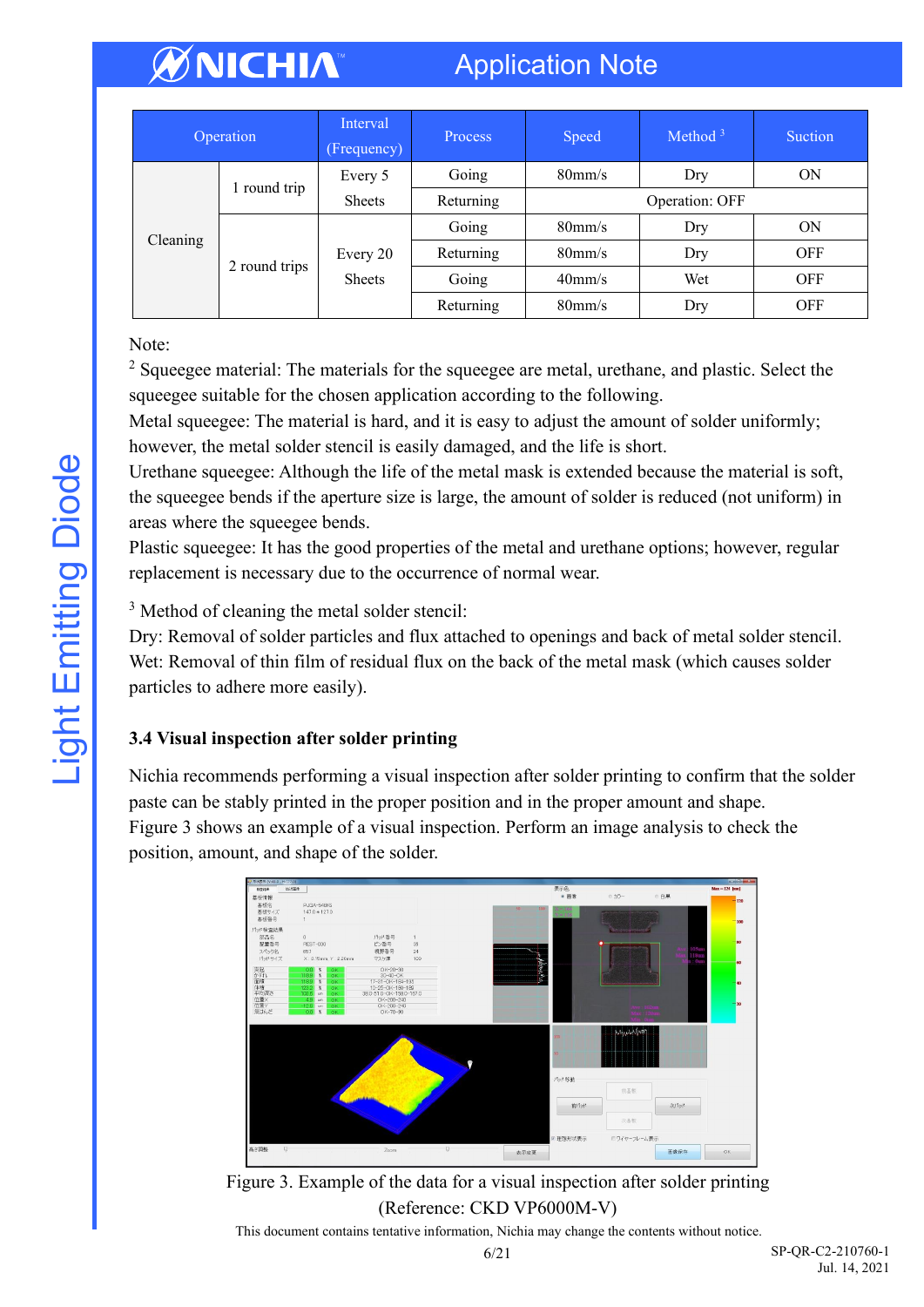| Operation | | Interval (Frequency) | Process | Speed | Method [3] | Suction |
| --- | --- | --- | --- | --- | --- | --- |
| Cleaning | 1 round trip | Every 5 Sheets | Going | 80mm/s | Dry | ON |
| | | | Returning | Operation: OFF | | |
| | 2 round trips | Every 20 Sheets | Going | 80mm/s | Dry | ON |
| | | | Returning | 80mm/s | Dry | OFF |
| | | | Going | 40mm/s | Wet | OFF |
| | | | Returning | 80mm/s | Dry | OFF |

Note:

[2] Squeegee material: The materials for the squeegee are metal, urethane, and plastic. Select the squeegee suitable for the chosen application according to the following.
Metal squeegee: The material is hard, and it is easy to adjust the amount of solder uniformly; however, the metal solder stencil is easily damaged, and the life is short.
Urethane squeegee: Although the life of the metal mask is extended because the material is soft, the squeegee bends if the aperture size is large, the amount of solder is reduced (not uniform) in areas where the squeegee bends.
Plastic squeegee: It has the good properties of the metal and urethane options; however, regular replacement is necessary due to the occurrence of normal wear.

[3] Method of cleaning the metal solder stencil:
Dry: Removal of solder particles and flux attached to openings and back of metal solder stencil.
Wet: Removal of thin film of residual flux on the back of the metal mask (which causes solder particles to adhere more easily).

### 3.4 Visual inspection after solder printing

Nichia recommends performing a visual inspection after solder printing to confirm that the solder paste can be stably printed in the proper position and in the proper amount and shape.
Figure 3 shows an example of a visual inspection. Perform an image analysis to check the position, amount, and shape of the solder.

Figure 3. Example of the data for a visual inspection after solder printing
(Reference: CKD VP6000M-V)

This document contains tentative information, Nichia may change the contents without notice.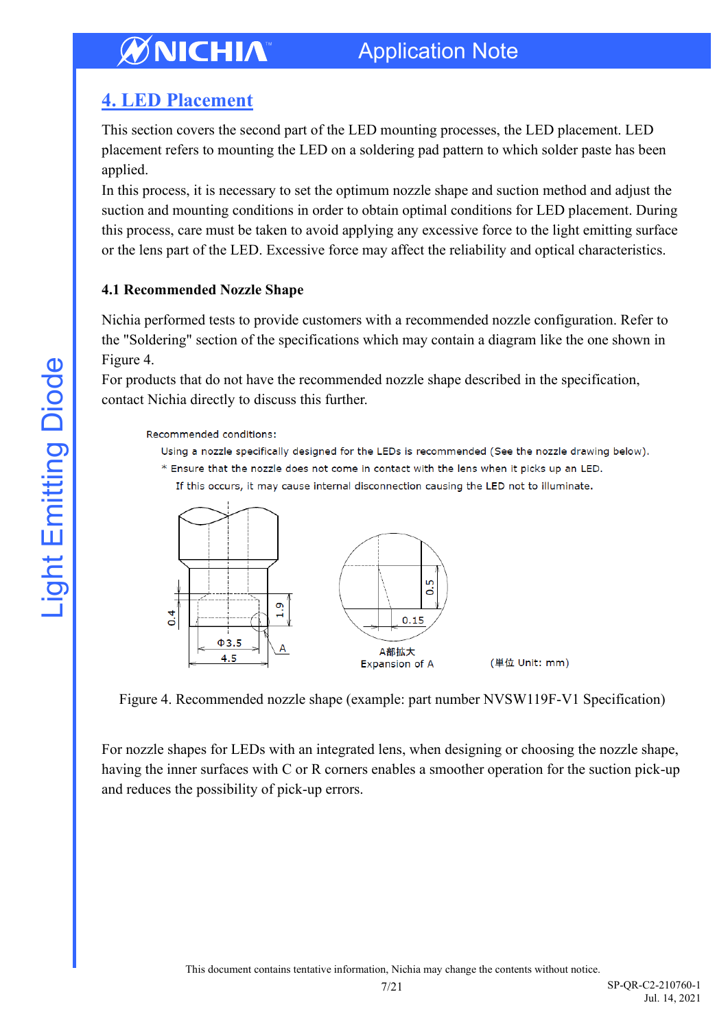## 4. LED Placement

This section covers the second part of the LED mounting processes, the LED placement. LED placement refers to mounting the LED on a soldering pad pattern to which solder paste has been applied.

In this process, it is necessary to set the optimum nozzle shape and suction method and adjust the suction and mounting conditions in order to obtain optimal conditions for LED placement. During this process, care must be taken to avoid applying any excessive force to the light emitting surface or the lens part of the LED. Excessive force may affect the reliability and optical characteristics.

### 4.1 Recommended Nozzle Shape

Nichia performed tests to provide customers with a recommended nozzle configuration. Refer to the "Soldering" section of the specifications which may contain a diagram like the one shown in Figure 4.

For products that do not have the recommended nozzle shape described in the specification, contact Nichia directly to discuss this further.

Recommended conditions:

Using a nozzle specifically designed for the LEDs is recommended (See the nozzle drawing below).

* Ensure that the nozzle does not come in contact with the lens when it picks up an LED.

If this occurs, it may cause internal disconnection causing the LED not to illuminate.

0.4　1.9　Φ3.5　4.5　A　0.5　0.15

A部拡大
Expansion of A

(単位 Unit: mm)

Figure 4. Recommended nozzle shape (example: part number NVSW119F-V1 Specification)

For nozzle shapes for LEDs with an integrated lens, when designing or choosing the nozzle shape, having the inner surfaces with C or R corners enables a smoother operation for the suction pick-up and reduces the possibility of pick-up errors.

This document contains tentative information, Nichia may change the contents without notice.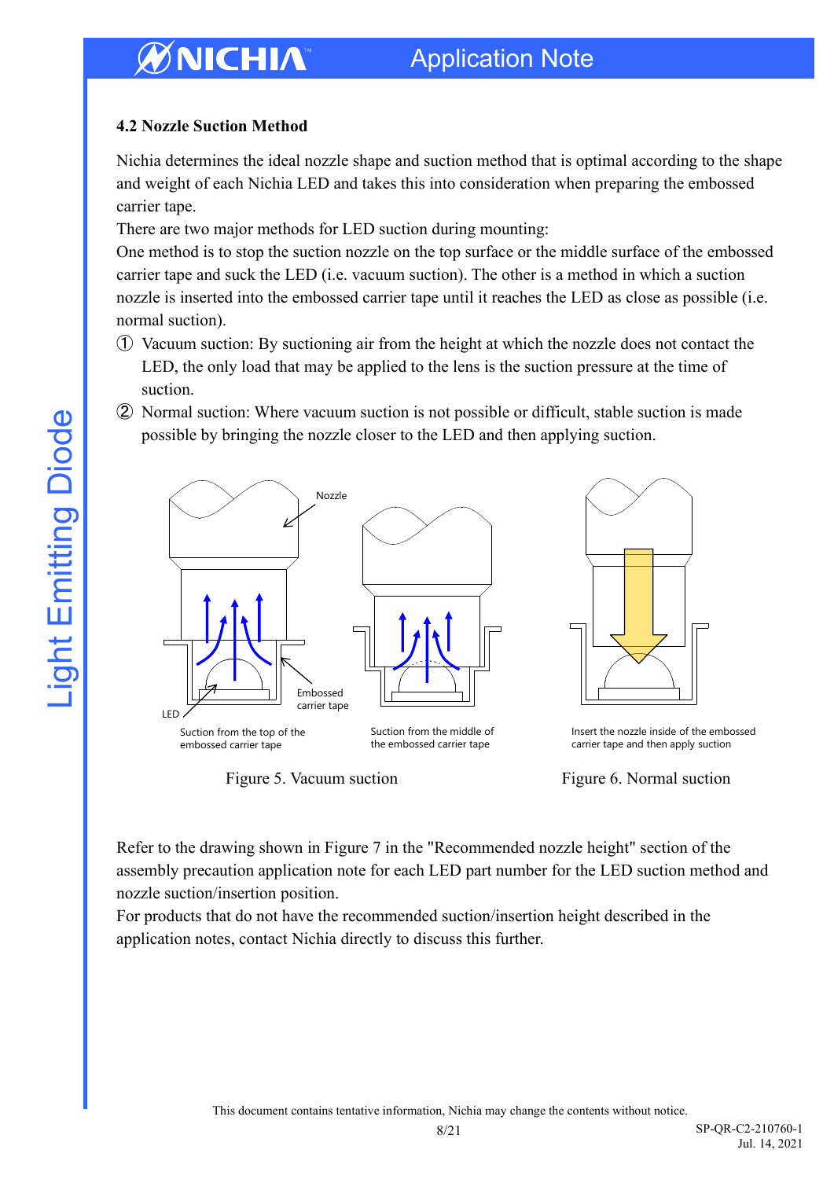### 4.2 Nozzle Suction Method

Nichia determines the ideal nozzle shape and suction method that is optimal according to the shape and weight of each Nichia LED and takes this into consideration when preparing the embossed carrier tape.

There are two major methods for LED suction during mounting:

One method is to stop the suction nozzle on the top surface or the middle surface of the embossed carrier tape and suck the LED (i.e. vacuum suction). The other is a method in which a suction nozzle is inserted into the embossed carrier tape until it reaches the LED as close as possible (i.e. normal suction).

① Vacuum suction: By suctioning air from the height at which the nozzle does not contact the LED, the only load that may be applied to the lens is the suction pressure at the time of suction.

② Normal suction: Where vacuum suction is not possible or difficult, stable suction is made possible by bringing the nozzle closer to the LED and then applying suction.

Nozzle

Embossed carrier tape

LED

Suction from the top of the embossed carrier tape

Suction from the middle of the embossed carrier tape

Insert the nozzle inside of the embossed carrier tape and then apply suction

Figure 5. Vacuum suction

Figure 6. Normal suction

Refer to the drawing shown in Figure 7 in the "Recommended nozzle height" section of the assembly precaution application note for each LED part number for the LED suction method and nozzle suction/insertion position.

For products that do not have the recommended suction/insertion height described in the application notes, contact Nichia directly to discuss this further.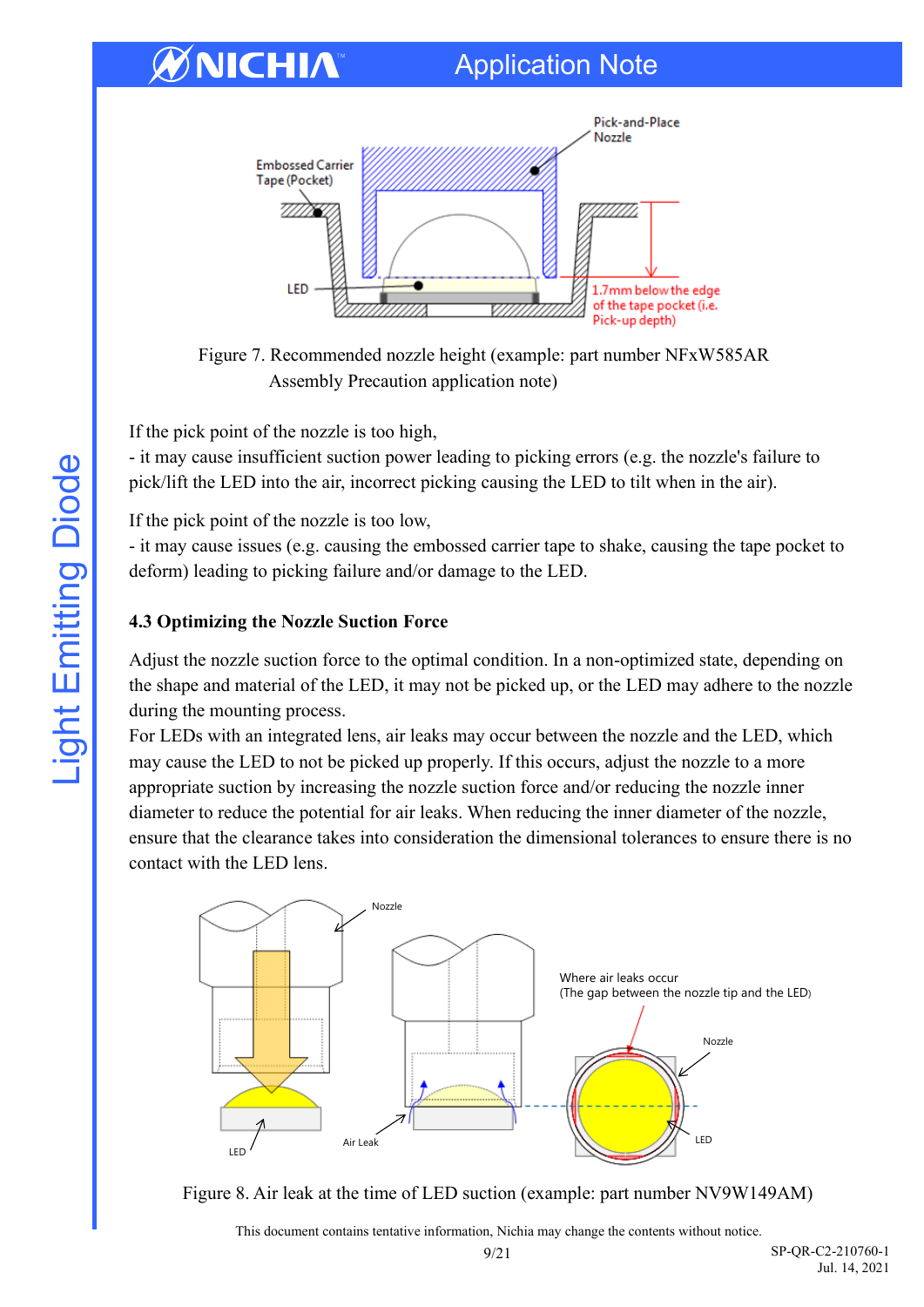Figure 7. Recommended nozzle height (example: part number NFxW585AR Assembly Precaution application note)

If the pick point of the nozzle is too high,
- it may cause insufficient suction power leading to picking errors (e.g. the nozzle's failure to pick/lift the LED into the air, incorrect picking causing the LED to tilt when in the air).

If the pick point of the nozzle is too low,
- it may cause issues (e.g. causing the embossed carrier tape to shake, causing the tape pocket to deform) leading to picking failure and/or damage to the LED.

### 4.3 Optimizing the Nozzle Suction Force

Adjust the nozzle suction force to the optimal condition. In a non-optimized state, depending on the shape and material of the LED, it may not be picked up, or the LED may adhere to the nozzle during the mounting process.
For LEDs with an integrated lens, air leaks may occur between the nozzle and the LED, which may cause the LED to not be picked up properly. If this occurs, adjust the nozzle to a more appropriate suction by increasing the nozzle suction force and/or reducing the nozzle inner diameter to reduce the potential for air leaks. When reducing the inner diameter of the nozzle, ensure that the clearance takes into consideration the dimensional tolerances to ensure there is no contact with the LED lens.

Figure 8. Air leak at the time of LED suction (example: part number NV9W149AM)

This document contains tentative information, Nichia may change the contents without notice.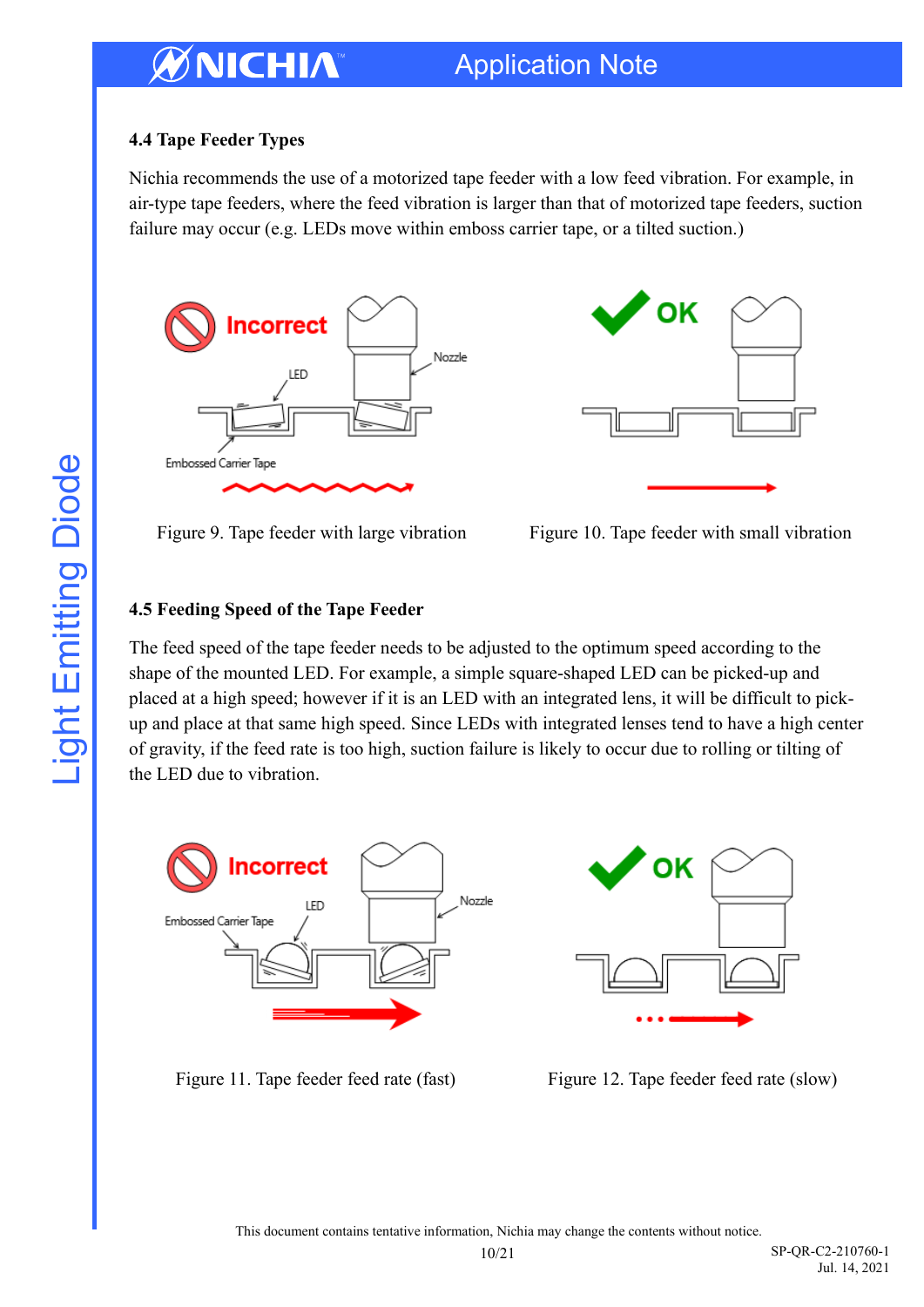### 4.4 Tape Feeder Types

Nichia recommends the use of a motorized tape feeder with a low feed vibration. For example, in air-type tape feeders, where the feed vibration is larger than that of motorized tape feeders, suction failure may occur (e.g. LEDs move within emboss carrier tape, or a tilted suction.)

Figure 9. Tape feeder with large vibration

Figure 10. Tape feeder with small vibration

### 4.5 Feeding Speed of the Tape Feeder

The feed speed of the tape feeder needs to be adjusted to the optimum speed according to the shape of the mounted LED. For example, a simple square-shaped LED can be picked-up and placed at a high speed; however if it is an LED with an integrated lens, it will be difficult to pick-up and place at that same high speed. Since LEDs with integrated lenses tend to have a high center of gravity, if the feed rate is too high, suction failure is likely to occur due to rolling or tilting of the LED due to vibration.

Figure 11. Tape feeder feed rate (fast)

Figure 12. Tape feeder feed rate (slow)

This document contains tentative information, Nichia may change the contents without notice.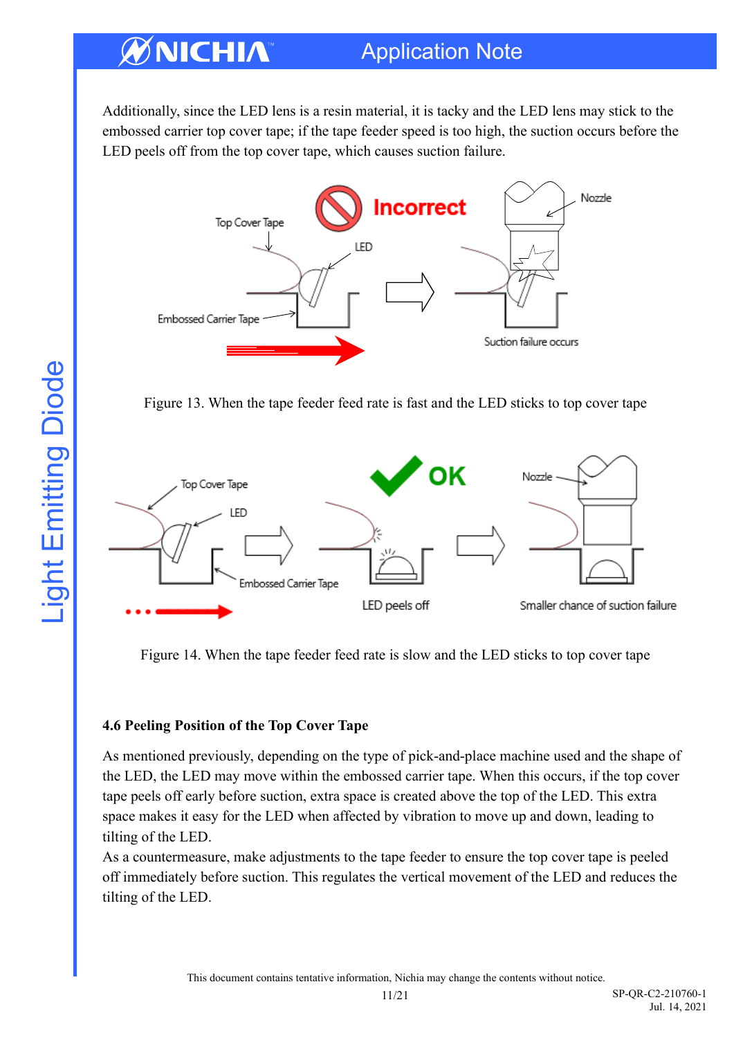Additionally, since the LED lens is a resin material, it is tacky and the LED lens may stick to the embossed carrier top cover tape; if the tape feeder speed is too high, the suction occurs before the LED peels off from the top cover tape, which causes suction failure.

Figure 13. When the tape feeder feed rate is fast and the LED sticks to top cover tape

Figure 14. When the tape feeder feed rate is slow and the LED sticks to top cover tape

### 4.6 Peeling Position of the Top Cover Tape

As mentioned previously, depending on the type of pick-and-place machine used and the shape of the LED, the LED may move within the embossed carrier tape. When this occurs, if the top cover tape peels off early before suction, extra space is created above the top of the LED. This extra space makes it easy for the LED when affected by vibration to move up and down, leading to tilting of the LED.

As a countermeasure, make adjustments to the tape feeder to ensure the top cover tape is peeled off immediately before suction. This regulates the vertical movement of the LED and reduces the tilting of the LED.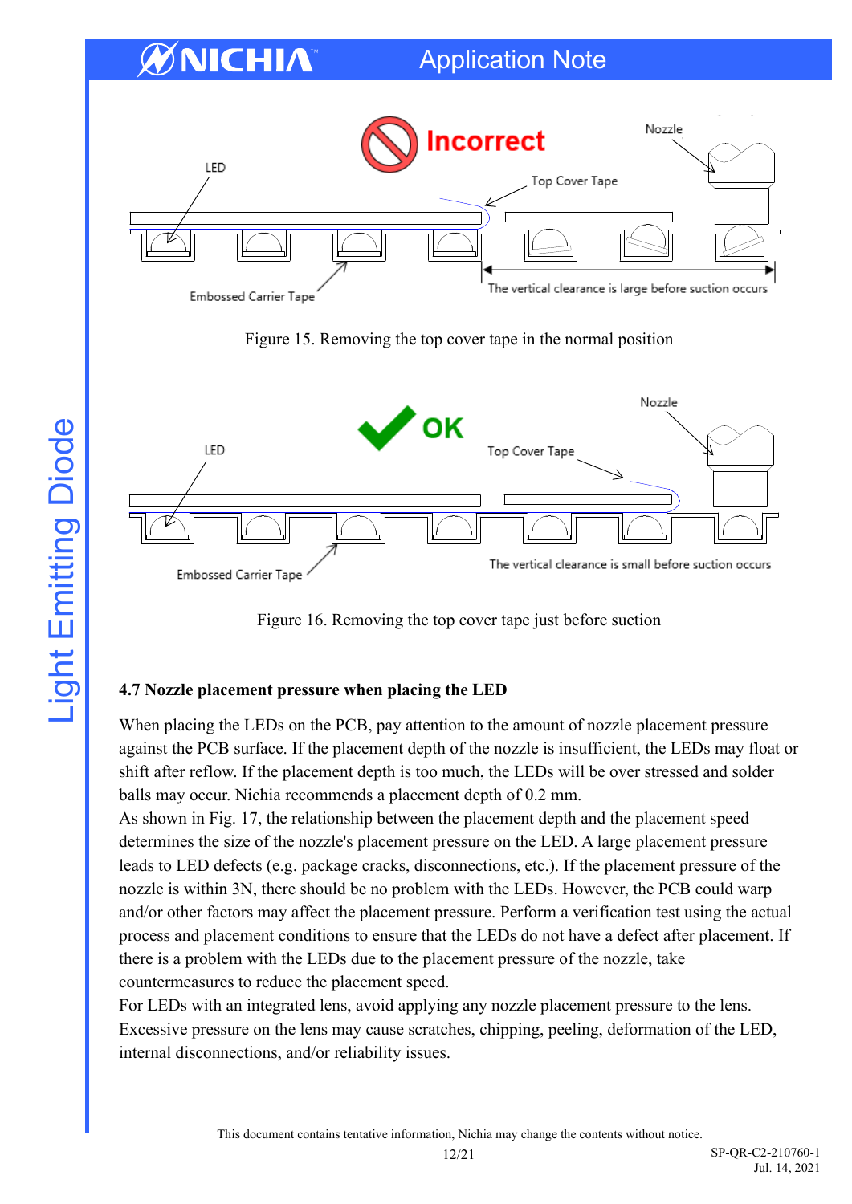Figure 15. Removing the top cover tape in the normal position

Figure 16. Removing the top cover tape just before suction

### 4.7 Nozzle placement pressure when placing the LED

When placing the LEDs on the PCB, pay attention to the amount of nozzle placement pressure against the PCB surface. If the placement depth of the nozzle is insufficient, the LEDs may float or shift after reflow. If the placement depth is too much, the LEDs will be over stressed and solder balls may occur. Nichia recommends a placement depth of 0.2 mm.

As shown in Fig. 17, the relationship between the placement depth and the placement speed determines the size of the nozzle's placement pressure on the LED. A large placement pressure leads to LED defects (e.g. package cracks, disconnections, etc.). If the placement pressure of the nozzle is within 3N, there should be no problem with the LEDs. However, the PCB could warp and/or other factors may affect the placement pressure. Perform a verification test using the actual process and placement conditions to ensure that the LEDs do not have a defect after placement. If there is a problem with the LEDs due to the placement pressure of the nozzle, take countermeasures to reduce the placement speed.

For LEDs with an integrated lens, avoid applying any nozzle placement pressure to the lens. Excessive pressure on the lens may cause scratches, chipping, peeling, deformation of the LED, internal disconnections, and/or reliability issues.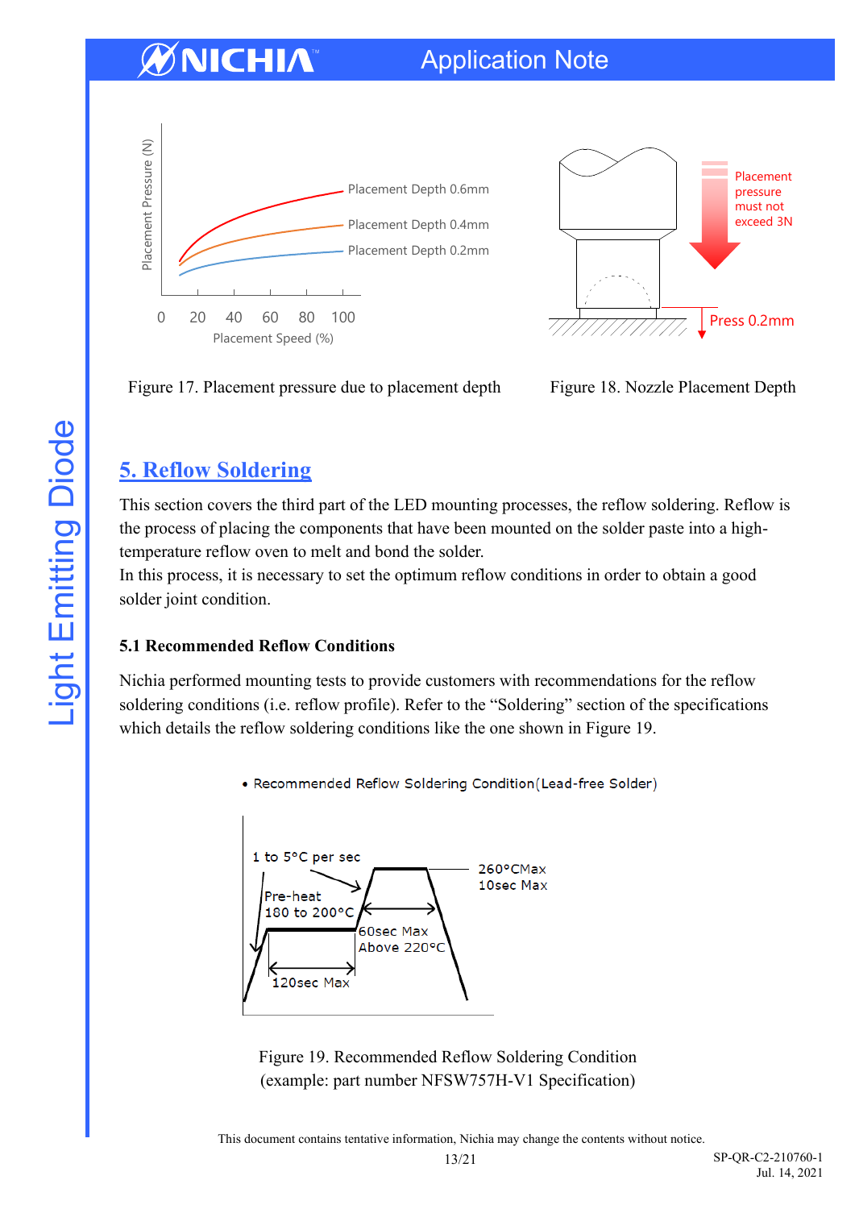Figure 17. Placement pressure due to placement depth

Figure 18. Nozzle Placement Depth

## 5. Reflow Soldering

This section covers the third part of the LED mounting processes, the reflow soldering. Reflow is the process of placing the components that have been mounted on the solder paste into a high-temperature reflow oven to melt and bond the solder.
In this process, it is necessary to set the optimum reflow conditions in order to obtain a good solder joint condition.

### 5.1 Recommended Reflow Conditions

Nichia performed mounting tests to provide customers with recommendations for the reflow soldering conditions (i.e. reflow profile). Refer to the "Soldering" section of the specifications which details the reflow soldering conditions like the one shown in Figure 19.

Figure 19. Recommended Reflow Soldering Condition
(example: part number NFSW757H-V1 Specification)

This document contains tentative information, Nichia may change the contents without notice.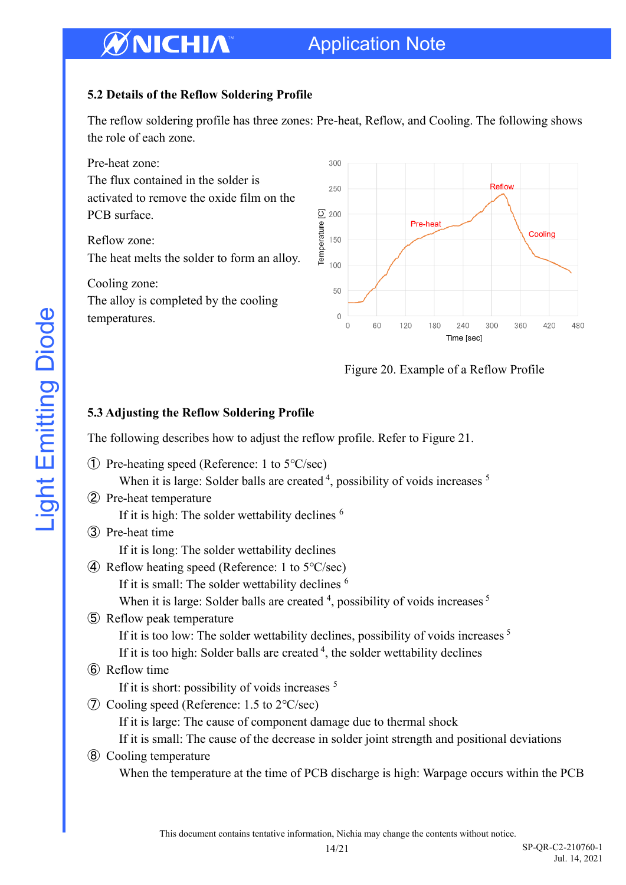### 5.2 Details of the Reflow Soldering Profile

The reflow soldering profile has three zones: Pre-heat, Reflow, and Cooling. The following shows the role of each zone.

Pre-heat zone:
The flux contained in the solder is activated to remove the oxide film on the PCB surface.

Reflow zone:
The heat melts the solder to form an alloy.

Cooling zone:
The alloy is completed by the cooling temperatures.

Figure 20. Example of a Reflow Profile

### 5.3 Adjusting the Reflow Soldering Profile

The following describes how to adjust the reflow profile. Refer to Figure 21.

① Pre-heating speed (Reference: 1 to 5°C/sec)
   When it is large: Solder balls are created [4], possibility of voids increases [5]

② Pre-heat temperature
   If it is high: The solder wettability declines [6]

③ Pre-heat time
   If it is long: The solder wettability declines

④ Reflow heating speed (Reference: 1 to 5°C/sec)
   If it is small: The solder wettability declines [6]
   When it is large: Solder balls are created [4], possibility of voids increases [5]

⑤ Reflow peak temperature
   If it is too low: The solder wettability declines, possibility of voids increases [5]
   If it is too high: Solder balls are created [4], the solder wettability declines

⑥ Reflow time
   If it is short: possibility of voids increases [5]

⑦ Cooling speed (Reference: 1.5 to 2°C/sec)
   If it is large: The cause of component damage due to thermal shock
   If it is small: The cause of the decrease in solder joint strength and positional deviations

⑧ Cooling temperature
   When the temperature at the time of PCB discharge is high: Warpage occurs within the PCB

This document contains tentative information, Nichia may change the contents without notice.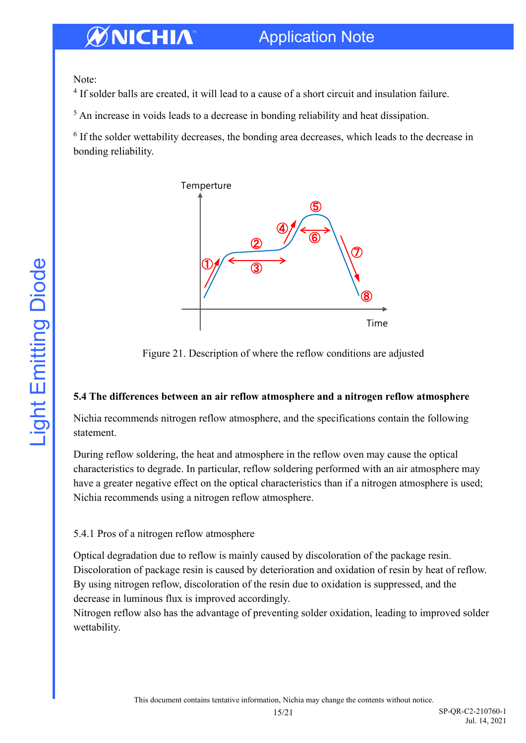Note:

[4] If solder balls are created, it will lead to a cause of a short circuit and insulation failure.

[5] An increase in voids leads to a decrease in bonding reliability and heat dissipation.

[6] If the solder wettability decreases, the bonding area decreases, which leads to the decrease in bonding reliability.

Figure 21. Description of where the reflow conditions are adjusted

**5.4 The differences between an air reflow atmosphere and a nitrogen reflow atmosphere**

Nichia recommends nitrogen reflow atmosphere, and the specifications contain the following statement.

During reflow soldering, the heat and atmosphere in the reflow oven may cause the optical characteristics to degrade. In particular, reflow soldering performed with an air atmosphere may have a greater negative effect on the optical characteristics than if a nitrogen atmosphere is used; Nichia recommends using a nitrogen reflow atmosphere.

5.4.1 Pros of a nitrogen reflow atmosphere

Optical degradation due to reflow is mainly caused by discoloration of the package resin. Discoloration of package resin is caused by deterioration and oxidation of resin by heat of reflow. By using nitrogen reflow, discoloration of the resin due to oxidation is suppressed, and the decrease in luminous flux is improved accordingly.
Nitrogen reflow also has the advantage of preventing solder oxidation, leading to improved solder wettability.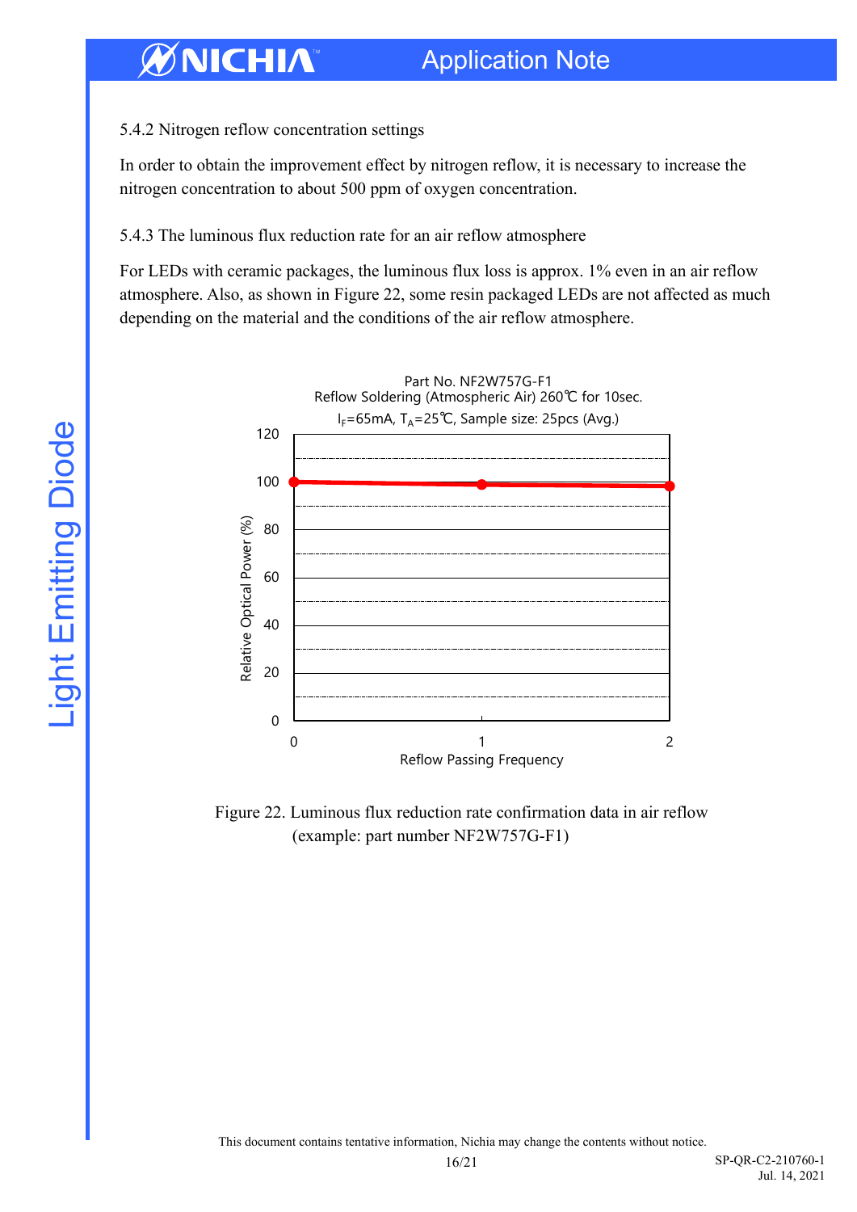### 5.4.2 Nitrogen reflow concentration settings

In order to obtain the improvement effect by nitrogen reflow, it is necessary to increase the nitrogen concentration to about 500 ppm of oxygen concentration.

### 5.4.3 The luminous flux reduction rate for an air reflow atmosphere

For LEDs with ceramic packages, the luminous flux loss is approx. 1% even in an air reflow atmosphere. Also, as shown in Figure 22, some resin packaged LEDs are not affected as much depending on the material and the conditions of the air reflow atmosphere.

Part No. NF2W757G-F1
Reflow Soldering (Atmospheric Air) 260℃ for 10sec.
$I_F$=65mA, $T_A$=25℃, Sample size: 25pcs (Avg.)

Figure 22. Luminous flux reduction rate confirmation data in air reflow (example: part number NF2W757G-F1)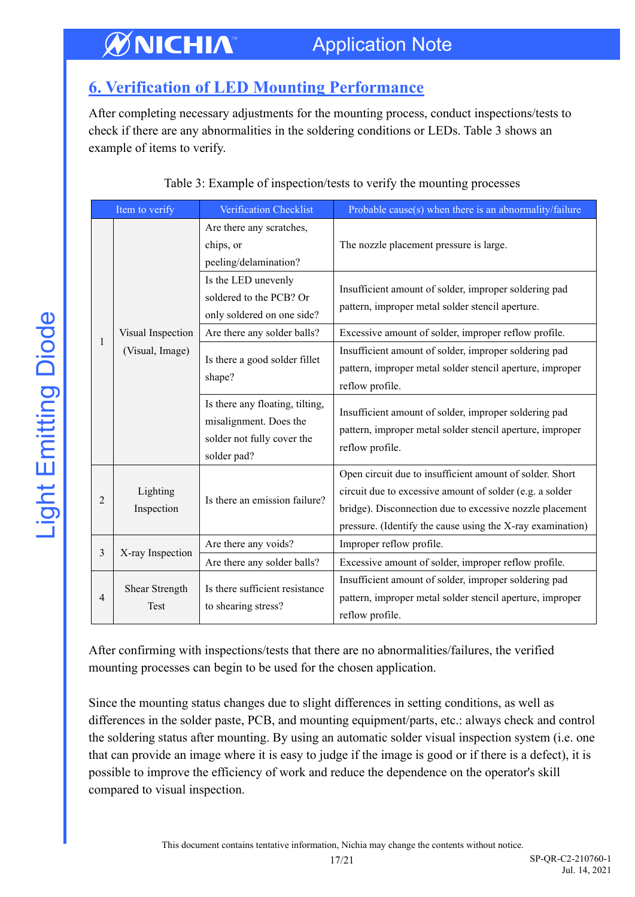## 6. Verification of LED Mounting Performance

After completing necessary adjustments for the mounting process, conduct inspections/tests to check if there are any abnormalities in the soldering conditions or LEDs. Table 3 shows an example of items to verify.

Table 3: Example of inspection/tests to verify the mounting processes

| Item to verify | | Verification Checklist | Probable cause(s) when there is an abnormality/failure |
|---|---|---|---|
| 1 | Visual Inspection (Visual, Image) | Are there any scratches, chips, or peeling/delamination? | The nozzle placement pressure is large. |
| | | Is the LED unevenly soldered to the PCB? Or only soldered on one side? | Insufficient amount of solder, improper soldering pad pattern, improper metal solder stencil aperture. |
| | | Are there any solder balls? | Excessive amount of solder, improper reflow profile. |
| | | Is there a good solder fillet shape? | Insufficient amount of solder, improper soldering pad pattern, improper metal solder stencil aperture, improper reflow profile. |
| | | Is there any floating, tilting, misalignment. Does the solder not fully cover the solder pad? | Insufficient amount of solder, improper soldering pad pattern, improper metal solder stencil aperture, improper reflow profile. |
| 2 | Lighting Inspection | Is there an emission failure? | Open circuit due to insufficient amount of solder. Short circuit due to excessive amount of solder (e.g. a solder bridge). Disconnection due to excessive nozzle placement pressure. (Identify the cause using the X-ray examination) |
| 3 | X-ray Inspection | Are there any voids? | Improper reflow profile. |
| | | Are there any solder balls? | Excessive amount of solder, improper reflow profile. |
| 4 | Shear Strength Test | Is there sufficient resistance to shearing stress? | Insufficient amount of solder, improper soldering pad pattern, improper metal solder stencil aperture, improper reflow profile. |

After confirming with inspections/tests that there are no abnormalities/failures, the verified mounting processes can begin to be used for the chosen application.

Since the mounting status changes due to slight differences in setting conditions, as well as differences in the solder paste, PCB, and mounting equipment/parts, etc.: always check and control the soldering status after mounting. By using an automatic solder visual inspection system (i.e. one that can provide an image where it is easy to judge if the image is good or if there is a defect), it is possible to improve the efficiency of work and reduce the dependence on the operator's skill compared to visual inspection.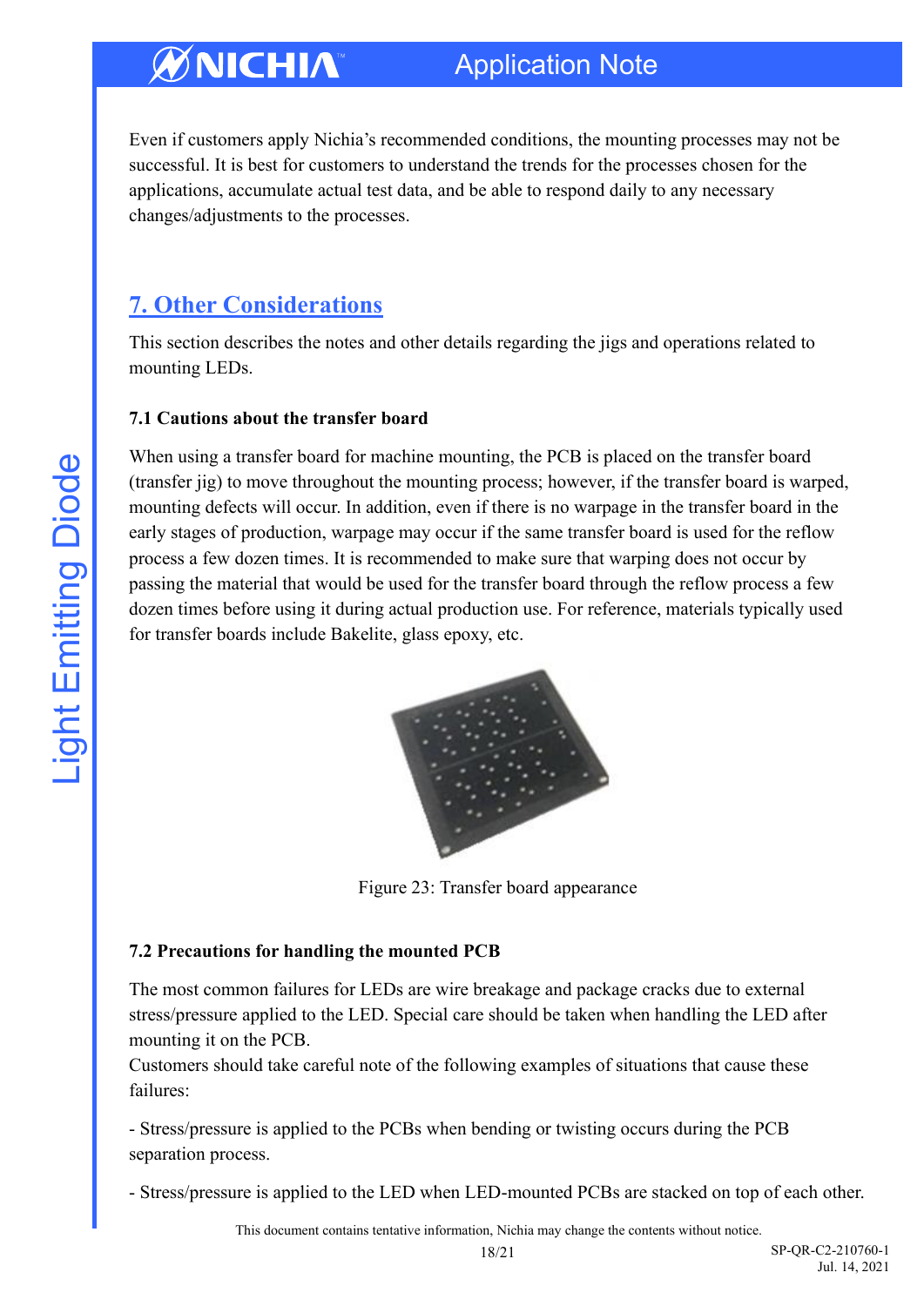Even if customers apply Nichia's recommended conditions, the mounting processes may not be successful. It is best for customers to understand the trends for the processes chosen for the applications, accumulate actual test data, and be able to respond daily to any necessary changes/adjustments to the processes.

## 7. Other Considerations

This section describes the notes and other details regarding the jigs and operations related to mounting LEDs.

### 7.1 Cautions about the transfer board

When using a transfer board for machine mounting, the PCB is placed on the transfer board (transfer jig) to move throughout the mounting process; however, if the transfer board is warped, mounting defects will occur. In addition, even if there is no warpage in the transfer board in the early stages of production, warpage may occur if the same transfer board is used for the reflow process a few dozen times. It is recommended to make sure that warping does not occur by passing the material that would be used for the transfer board through the reflow process a few dozen times before using it during actual production use. For reference, materials typically used for transfer boards include Bakelite, glass epoxy, etc.

Figure 23: Transfer board appearance

### 7.2 Precautions for handling the mounted PCB

The most common failures for LEDs are wire breakage and package cracks due to external stress/pressure applied to the LED. Special care should be taken when handling the LED after mounting it on the PCB.
Customers should take careful note of the following examples of situations that cause these failures:

- Stress/pressure is applied to the PCBs when bending or twisting occurs during the PCB separation process.

- Stress/pressure is applied to the LED when LED-mounted PCBs are stacked on top of each other.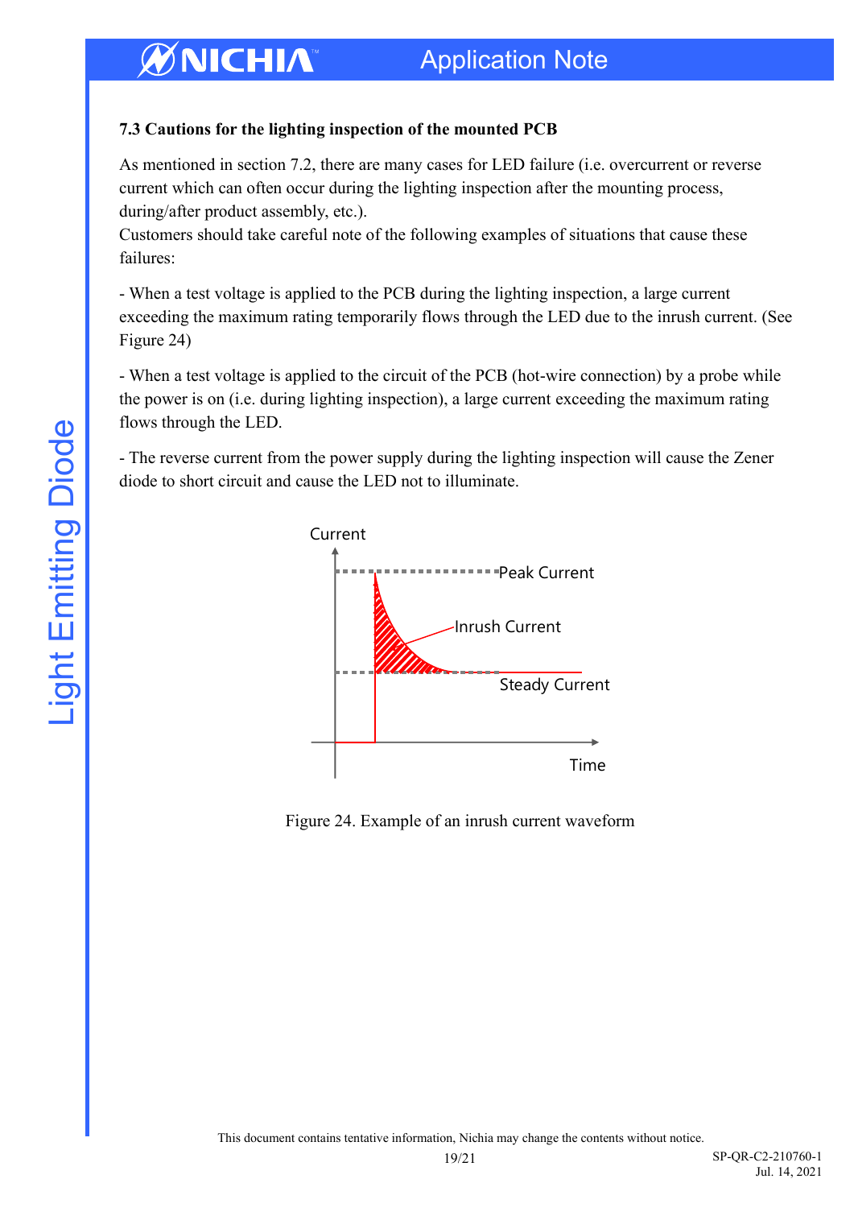### 7.3 Cautions for the lighting inspection of the mounted PCB

As mentioned in section 7.2, there are many cases for LED failure (i.e. overcurrent or reverse current which can often occur during the lighting inspection after the mounting process, during/after product assembly, etc.).
Customers should take careful note of the following examples of situations that cause these failures:

- When a test voltage is applied to the PCB during the lighting inspection, a large current exceeding the maximum rating temporarily flows through the LED due to the inrush current. (See Figure 24)

- When a test voltage is applied to the circuit of the PCB (hot-wire connection) by a probe while the power is on (i.e. during lighting inspection), a large current exceeding the maximum rating flows through the LED.

- The reverse current from the power supply during the lighting inspection will cause the Zener diode to short circuit and cause the LED not to illuminate.

Figure 24. Example of an inrush current waveform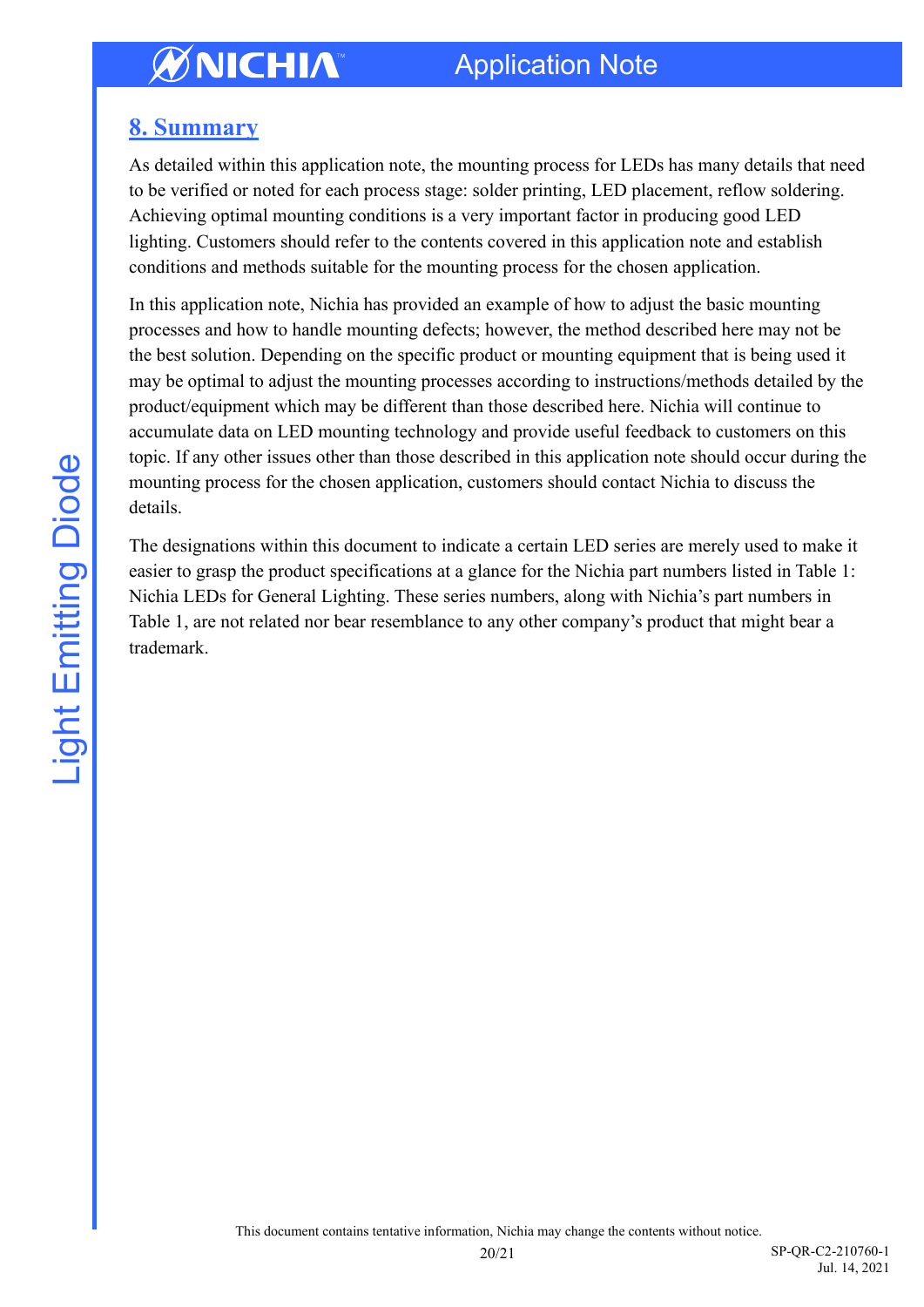## 8. Summary

As detailed within this application note, the mounting process for LEDs has many details that need to be verified or noted for each process stage: solder printing, LED placement, reflow soldering. Achieving optimal mounting conditions is a very important factor in producing good LED lighting. Customers should refer to the contents covered in this application note and establish conditions and methods suitable for the mounting process for the chosen application.

In this application note, Nichia has provided an example of how to adjust the basic mounting processes and how to handle mounting defects; however, the method described here may not be the best solution. Depending on the specific product or mounting equipment that is being used it may be optimal to adjust the mounting processes according to instructions/methods detailed by the product/equipment which may be different than those described here. Nichia will continue to accumulate data on LED mounting technology and provide useful feedback to customers on this topic. If any other issues other than those described in this application note should occur during the mounting process for the chosen application, customers should contact Nichia to discuss the details.

The designations within this document to indicate a certain LED series are merely used to make it easier to grasp the product specifications at a glance for the Nichia part numbers listed in Table 1: Nichia LEDs for General Lighting. These series numbers, along with Nichia's part numbers in Table 1, are not related nor bear resemblance to any other company's product that might bear a trademark.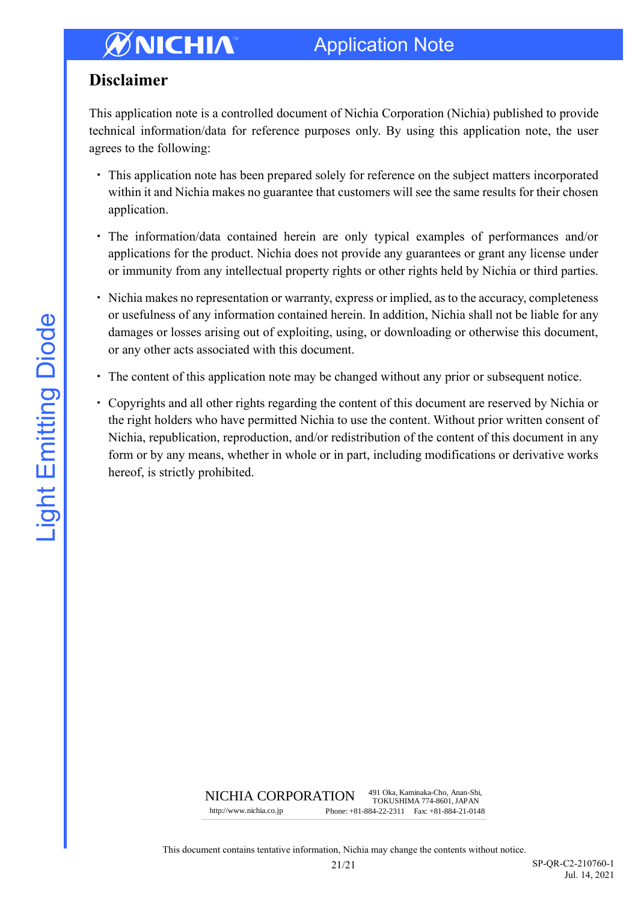## Disclaimer

This application note is a controlled document of Nichia Corporation (Nichia) published to provide technical information/data for reference purposes only. By using this application note, the user agrees to the following:

- This application note has been prepared solely for reference on the subject matters incorporated within it and Nichia makes no guarantee that customers will see the same results for their chosen application.
- The information/data contained herein are only typical examples of performances and/or applications for the product. Nichia does not provide any guarantees or grant any license under or immunity from any intellectual property rights or other rights held by Nichia or third parties.
- Nichia makes no representation or warranty, express or implied, as to the accuracy, completeness or usefulness of any information contained herein. In addition, Nichia shall not be liable for any damages or losses arising out of exploiting, using, or downloading or otherwise this document, or any other acts associated with this document.
- The content of this application note may be changed without any prior or subsequent notice.
- Copyrights and all other rights regarding the content of this document are reserved by Nichia or the right holders who have permitted Nichia to use the content. Without prior written consent of Nichia, republication, reproduction, and/or redistribution of the content of this document in any form or by any means, whether in whole or in part, including modifications or derivative works hereof, is strictly prohibited.

NICHIA CORPORATION 491 Oka, Kaminaka-Cho, Anan-Shi, TOKUSHIMA 774-8601, JAPAN
http://www.nichia.co.jp Phone: +81-884-22-2311 Fax: +81-884-21-0148

This document contains tentative information, Nichia may change the contents without notice.

SP-QR-C2-210760-1
Jul. 14, 2021